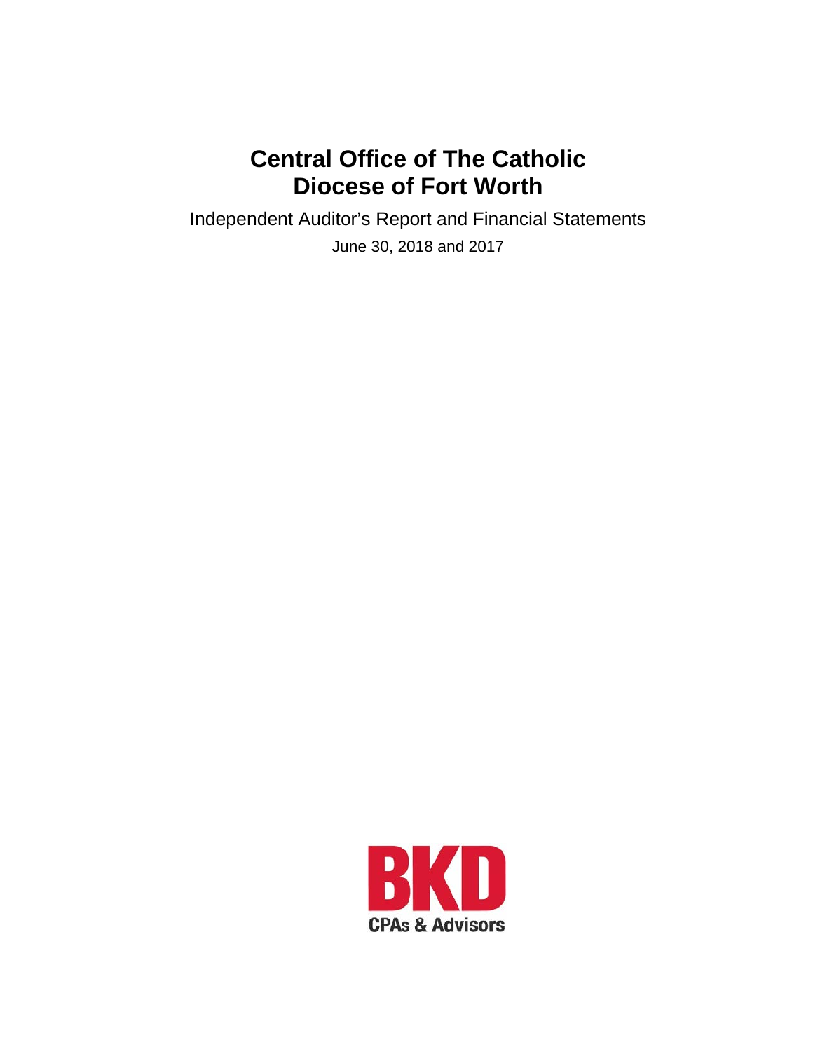# Central Office of The Catholic Diocese of Fort Worth

Independent Auditor's Report and Financial Statements

June 30, 2018 and 2017

BKD

CPAs & Advisors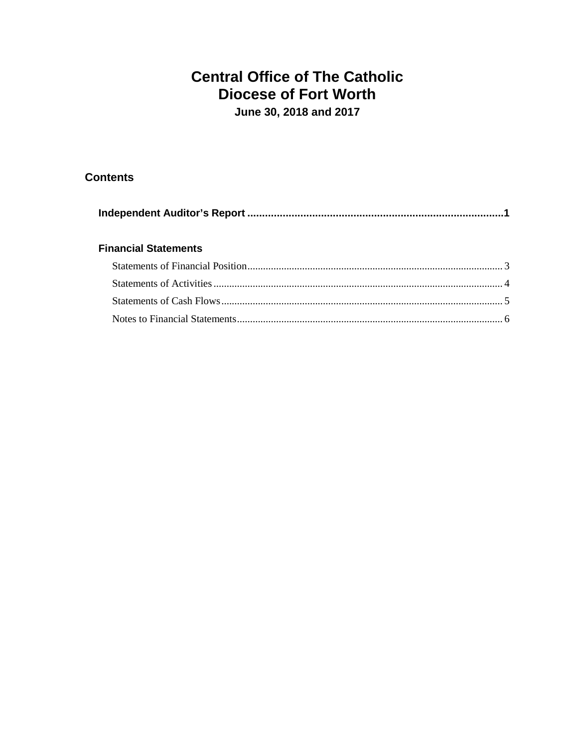# Central Office of The Catholic Diocese of Fort Worth

**June 30, 2018 and 2017**

## Contents

**Independent Auditor's Report** ........................................................................................1

### Financial Statements

Statements of Financial Position................................................................................................ 3

Statements of Activities.............................................................................................................. 4

Statements of Cash Flows........................................................................................................... 5

Notes to Financial Statements..................................................................................................... 6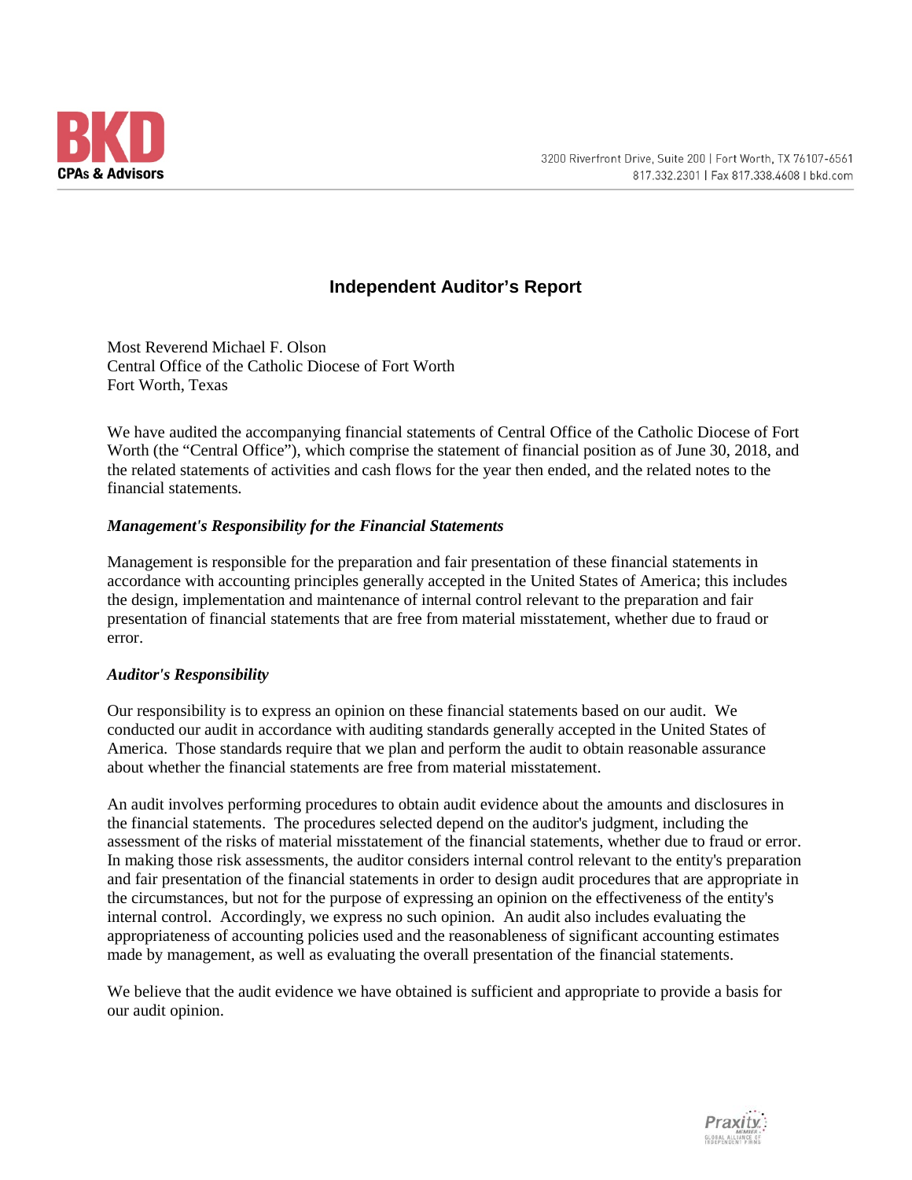# Independent Auditor's Report

Most Reverend Michael F. Olson
Central Office of the Catholic Diocese of Fort Worth
Fort Worth, Texas

We have audited the accompanying financial statements of Central Office of the Catholic Diocese of Fort Worth (the "Central Office"), which comprise the statement of financial position as of June 30, 2018, and the related statements of activities and cash flows for the year then ended, and the related notes to the financial statements.

***Management's Responsibility for the Financial Statements***

Management is responsible for the preparation and fair presentation of these financial statements in accordance with accounting principles generally accepted in the United States of America; this includes the design, implementation and maintenance of internal control relevant to the preparation and fair presentation of financial statements that are free from material misstatement, whether due to fraud or error.

***Auditor's Responsibility***

Our responsibility is to express an opinion on these financial statements based on our audit. We conducted our audit in accordance with auditing standards generally accepted in the United States of America. Those standards require that we plan and perform the audit to obtain reasonable assurance about whether the financial statements are free from material misstatement.

An audit involves performing procedures to obtain audit evidence about the amounts and disclosures in the financial statements. The procedures selected depend on the auditor's judgment, including the assessment of the risks of material misstatement of the financial statements, whether due to fraud or error. In making those risk assessments, the auditor considers internal control relevant to the entity's preparation and fair presentation of the financial statements in order to design audit procedures that are appropriate in the circumstances, but not for the purpose of expressing an opinion on the effectiveness of the entity's internal control. Accordingly, we express no such opinion. An audit also includes evaluating the appropriateness of accounting policies used and the reasonableness of significant accounting estimates made by management, as well as evaluating the overall presentation of the financial statements.

We believe that the audit evidence we have obtained is sufficient and appropriate to provide a basis for our audit opinion.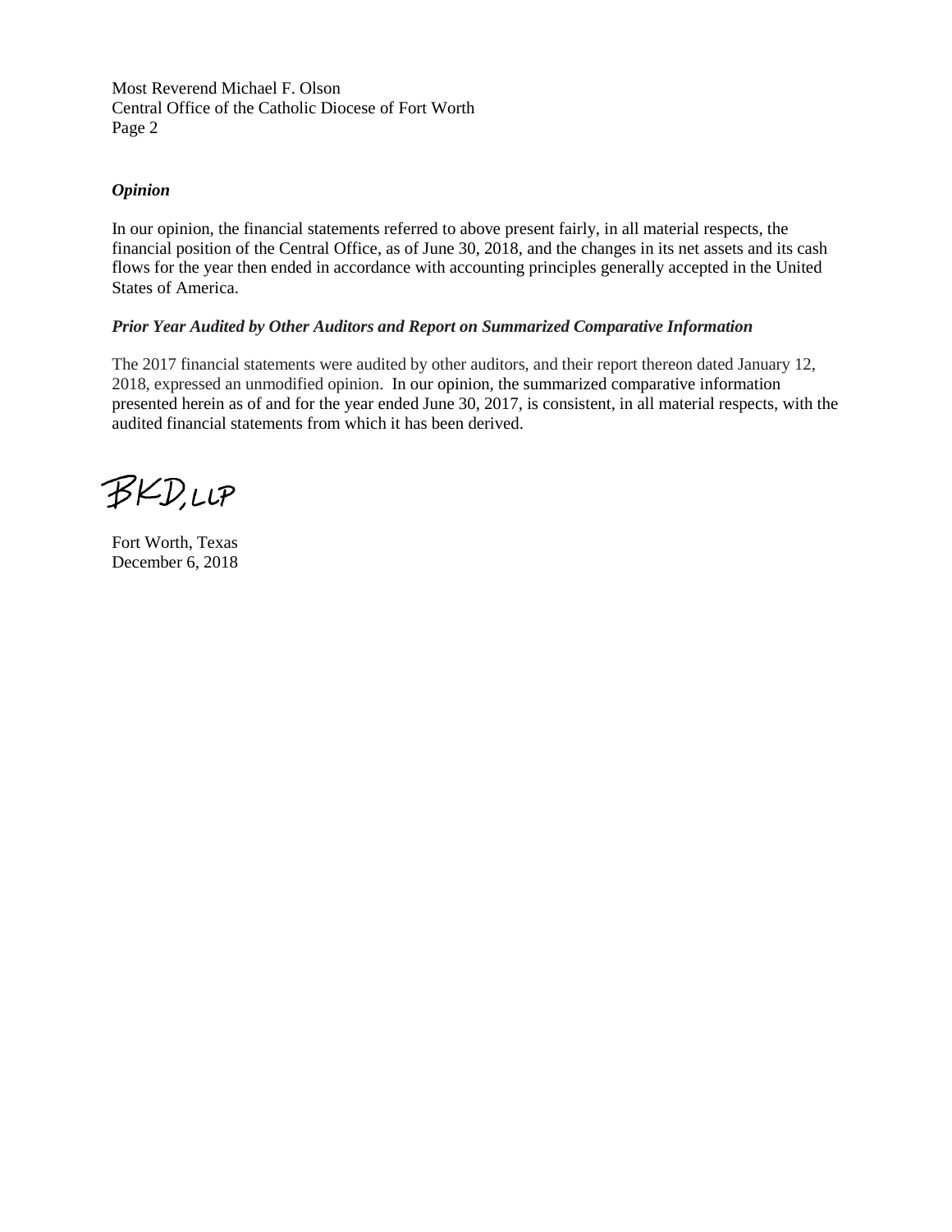Most Reverend Michael F. Olson
Central Office of the Catholic Diocese of Fort Worth

### *Opinion*

In our opinion, the financial statements referred to above present fairly, in all material respects, the financial position of the Central Office, as of June 30, 2018, and the changes in its net assets and its cash flows for the year then ended in accordance with accounting principles generally accepted in the United States of America.

### *Prior Year Audited by Other Auditors and Report on Summarized Comparative Information*

The 2017 financial statements were audited by other auditors, and their report thereon dated January 12, 2018, expressed an unmodified opinion. In our opinion, the summarized comparative information presented herein as of and for the year ended June 30, 2017, is consistent, in all material respects, with the audited financial statements from which it has been derived.

BKD, LLP

Fort Worth, Texas
December 6, 2018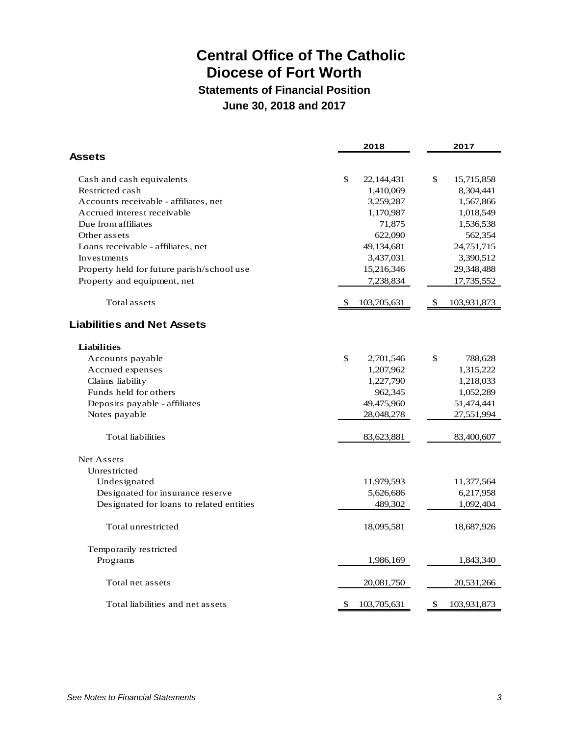# Central Office of The Catholic Diocese of Fort Worth

## Statements of Financial Position

## June 30, 2018 and 2017

| | 2018 | 2017 |
|---|---|---|
| **Assets** | | |
| Cash and cash equivalents | $ 22,144,431 | $ 15,715,858 |
| Restricted cash | 1,410,069 | 8,304,441 |
| Accounts receivable - affiliates, net | 3,259,287 | 1,567,866 |
| Accrued interest receivable | 1,170,987 | 1,018,549 |
| Due from affiliates | 71,875 | 1,536,538 |
| Other assets | 622,090 | 562,354 |
| Loans receivable - affiliates, net | 49,134,681 | 24,751,715 |
| Investments | 3,437,031 | 3,390,512 |
| Property held for future parish/school use | 15,216,346 | 29,348,488 |
| Property and equipment, net | 7,238,834 | 17,735,552 |
| Total assets | $ 103,705,631 | $ 103,931,873 |
| **Liabilities and Net Assets** | | |
| **Liabilities** | | |
| Accounts payable | $ 2,701,546 | $ 788,628 |
| Accrued expenses | 1,207,962 | 1,315,222 |
| Claims liability | 1,227,790 | 1,218,033 |
| Funds held for others | 962,345 | 1,052,289 |
| Deposits payable - affiliates | 49,475,960 | 51,474,441 |
| Notes payable | 28,048,278 | 27,551,994 |
| Total liabilities | 83,623,881 | 83,400,607 |
| Net Assets | | |
| Unrestricted | | |
| Undesignated | 11,979,593 | 11,377,564 |
| Designated for insurance reserve | 5,626,686 | 6,217,958 |
| Designated for loans to related entities | 489,302 | 1,092,404 |
| Total unrestricted | 18,095,581 | 18,687,926 |
| Temporarily restricted | | |
| Programs | 1,986,169 | 1,843,340 |
| Total net assets | 20,081,750 | 20,531,266 |
| Total liabilities and net assets | $ 103,705,631 | $ 103,931,873 |

*See Notes to Financial Statements*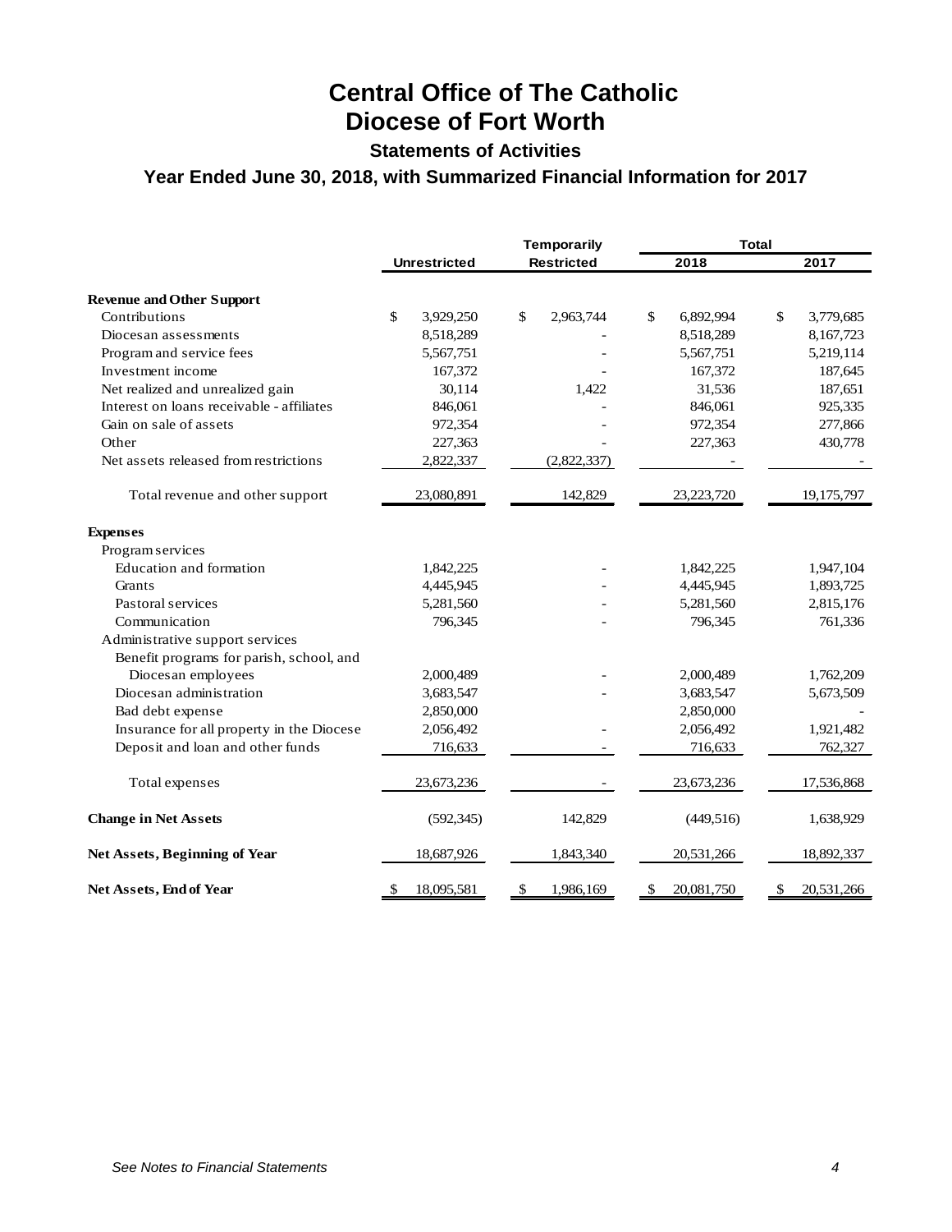# Central Office of The Catholic Diocese of Fort Worth

## Statements of Activities

### Year Ended June 30, 2018, with Summarized Financial Information for 2017

| | Unrestricted | Temporarily Restricted | Total 2018 | Total 2017 |
|---|---|---|---|---|
| **Revenue and Other Support** | | | | |
| Contributions | $ 3,929,250 | $ 2,963,744 | $ 6,892,994 | $ 3,779,685 |
| Diocesan assessments | 8,518,289 | - | 8,518,289 | 8,167,723 |
| Program and service fees | 5,567,751 | - | 5,567,751 | 5,219,114 |
| Investment income | 167,372 | - | 167,372 | 187,645 |
| Net realized and unrealized gain | 30,114 | 1,422 | 31,536 | 187,651 |
| Interest on loans receivable - affiliates | 846,061 | - | 846,061 | 925,335 |
| Gain on sale of assets | 972,354 | - | 972,354 | 277,866 |
| Other | 227,363 | - | 227,363 | 430,778 |
| Net assets released from restrictions | 2,822,337 | (2,822,337) | - | - |
| Total revenue and other support | 23,080,891 | 142,829 | 23,223,720 | 19,175,797 |
| **Expenses** | | | | |
| Program services | | | | |
| Education and formation | 1,842,225 | - | 1,842,225 | 1,947,104 |
| Grants | 4,445,945 | - | 4,445,945 | 1,893,725 |
| Pastoral services | 5,281,560 | - | 5,281,560 | 2,815,176 |
| Communication | 796,345 | - | 796,345 | 761,336 |
| Administrative support services | | | | |
| Benefit programs for parish, school, and Diocesan employees | 2,000,489 | - | 2,000,489 | 1,762,209 |
| Diocesan administration | 3,683,547 | - | 3,683,547 | 5,673,509 |
| Bad debt expense | 2,850,000 | | 2,850,000 | - |
| Insurance for all property in the Diocese | 2,056,492 | - | 2,056,492 | 1,921,482 |
| Deposit and loan and other funds | 716,633 | - | 716,633 | 762,327 |
| Total expenses | 23,673,236 | - | 23,673,236 | 17,536,868 |
| **Change in Net Assets** | (592,345) | 142,829 | (449,516) | 1,638,929 |
| **Net Assets, Beginning of Year** | 18,687,926 | 1,843,340 | 20,531,266 | 18,892,337 |
| **Net Assets, End of Year** | $ 18,095,581 | $ 1,986,169 | $ 20,081,750 | $ 20,531,266 |

*See Notes to Financial Statements*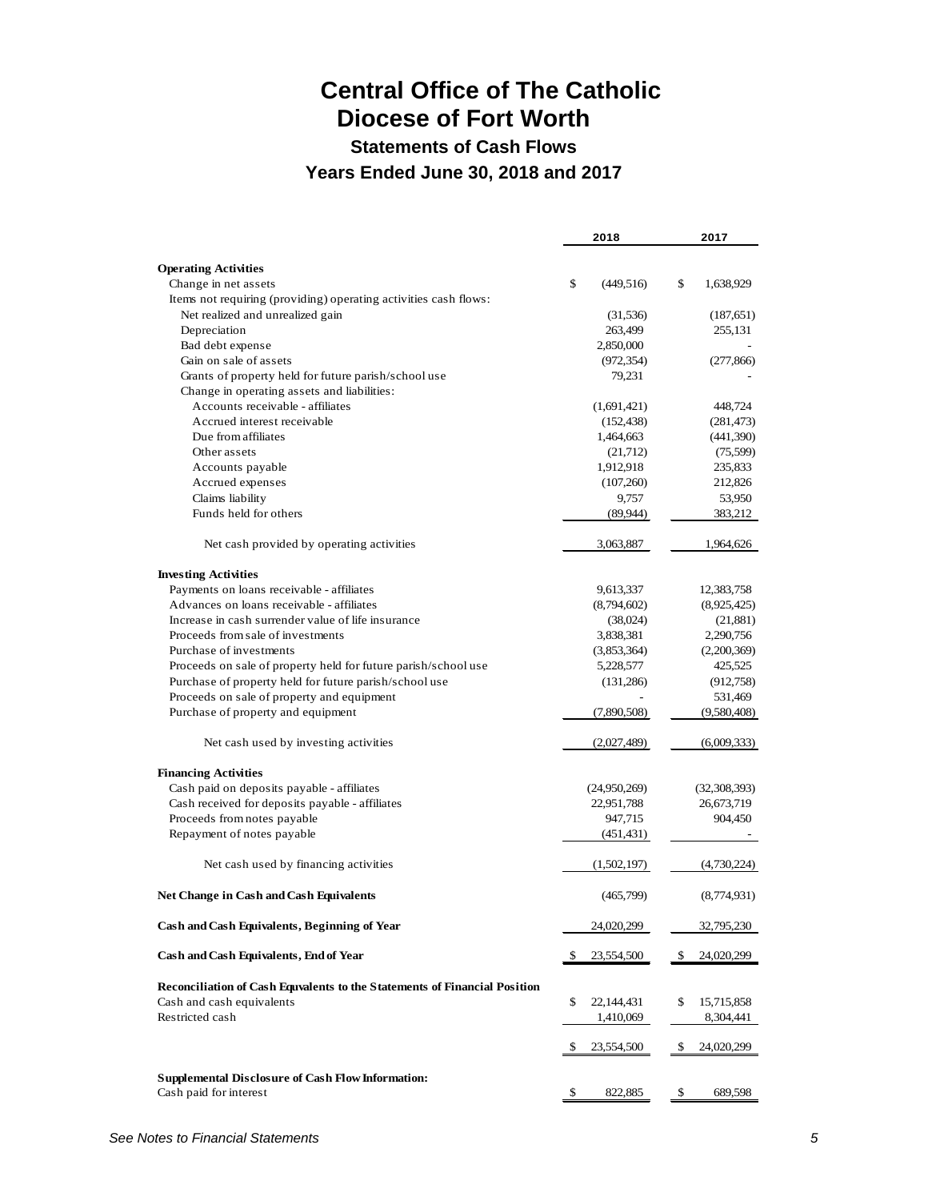# Central Office of The Catholic Diocese of Fort Worth

## Statements of Cash Flows

### Years Ended June 30, 2018 and 2017

| | 2018 | 2017 |
|---|---|---|
| **Operating Activities** | | |
| Change in net assets | $ (449,516) | $ 1,638,929 |
| Items not requiring (providing) operating activities cash flows: | | |
| Net realized and unrealized gain | (31,536) | (187,651) |
| Depreciation | 263,499 | 255,131 |
| Bad debt expense | 2,850,000 | - |
| Gain on sale of assets | (972,354) | (277,866) |
| Grants of property held for future parish/school use | 79,231 | - |
| Change in operating assets and liabilities: | | |
| Accounts receivable - affiliates | (1,691,421) | 448,724 |
| Accrued interest receivable | (152,438) | (281,473) |
| Due from affiliates | 1,464,663 | (441,390) |
| Other assets | (21,712) | (75,599) |
| Accounts payable | 1,912,918 | 235,833 |
| Accrued expenses | (107,260) | 212,826 |
| Claims liability | 9,757 | 53,950 |
| Funds held for others | (89,944) | 383,212 |
| Net cash provided by operating activities | 3,063,887 | 1,964,626 |
| **Investing Activities** | | |
| Payments on loans receivable - affiliates | 9,613,337 | 12,383,758 |
| Advances on loans receivable - affiliates | (8,794,602) | (8,925,425) |
| Increase in cash surrender value of life insurance | (38,024) | (21,881) |
| Proceeds from sale of investments | 3,838,381 | 2,290,756 |
| Purchase of investments | (3,853,364) | (2,200,369) |
| Proceeds on sale of property held for future parish/school use | 5,228,577 | 425,525 |
| Purchase of property held for future parish/school use | (131,286) | (912,758) |
| Proceeds on sale of property and equipment | - | 531,469 |
| Purchase of property and equipment | (7,890,508) | (9,580,408) |
| Net cash used by investing activities | (2,027,489) | (6,009,333) |
| **Financing Activities** | | |
| Cash paid on deposits payable - affiliates | (24,950,269) | (32,308,393) |
| Cash received for deposits payable - affiliates | 22,951,788 | 26,673,719 |
| Proceeds from notes payable | 947,715 | 904,450 |
| Repayment of notes payable | (451,431) | - |
| Net cash used by financing activities | (1,502,197) | (4,730,224) |
| **Net Change in Cash and Cash Equivalents** | (465,799) | (8,774,931) |
| **Cash and Cash Equivalents, Beginning of Year** | 24,020,299 | 32,795,230 |
| **Cash and Cash Equivalents, End of Year** | $ 23,554,500 | $ 24,020,299 |
| **Reconciliation of Cash Equivalents to the Statements of Financial Position** | | |
| Cash and cash equivalents | $ 22,144,431 | $ 15,715,858 |
| Restricted cash | 1,410,069 | 8,304,441 |
| | $ 23,554,500 | $ 24,020,299 |
| **Supplemental Disclosure of Cash Flow Information:** | | |
| Cash paid for interest | $ 822,885 | $ 689,598 |

*See Notes to Financial Statements*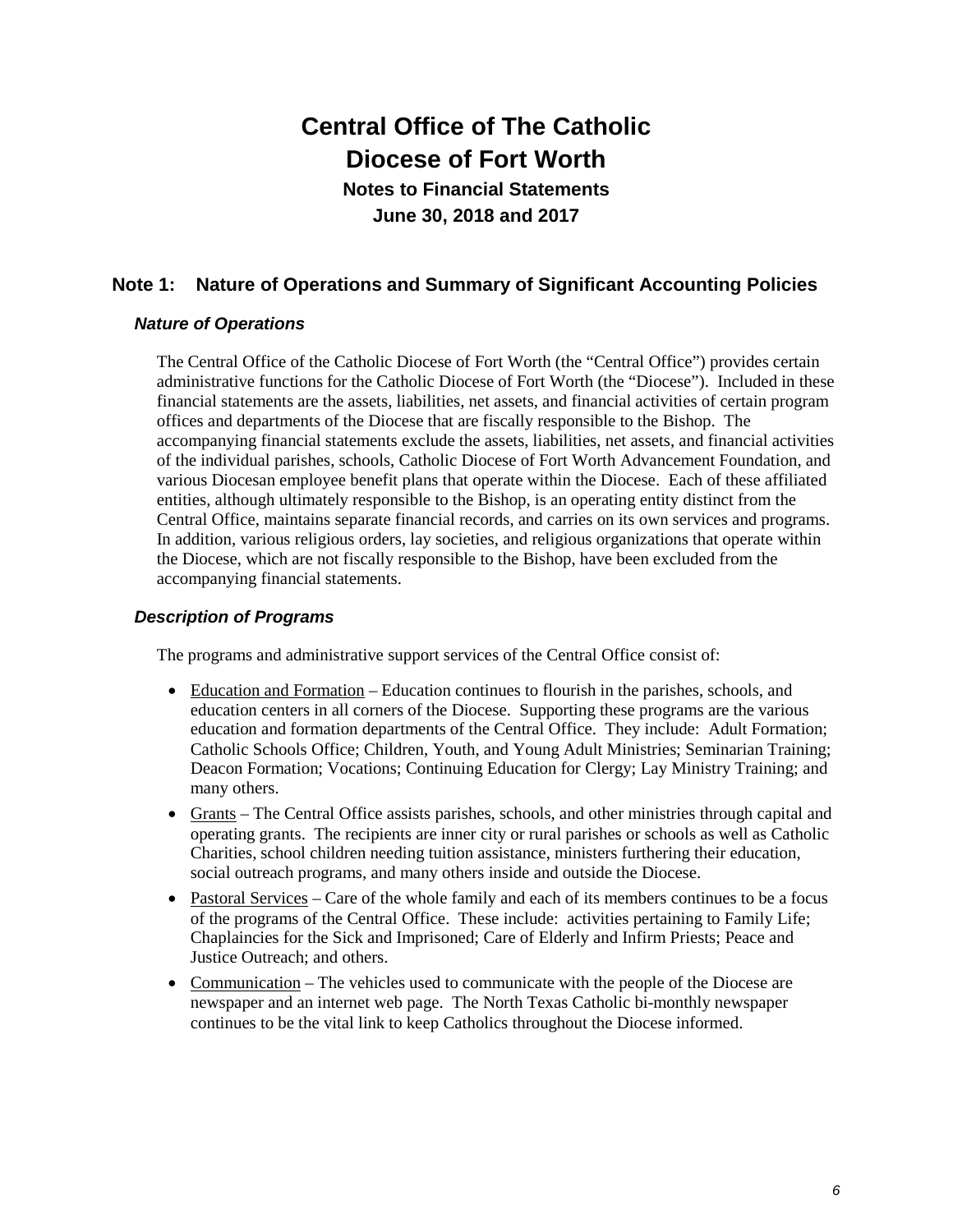# Central Office of The Catholic Diocese of Fort Worth

**Notes to Financial Statements**

**June 30, 2018 and 2017**

## Note 1: Nature of Operations and Summary of Significant Accounting Policies

### *Nature of Operations*

The Central Office of the Catholic Diocese of Fort Worth (the "Central Office") provides certain administrative functions for the Catholic Diocese of Fort Worth (the "Diocese"). Included in these financial statements are the assets, liabilities, net assets, and financial activities of certain program offices and departments of the Diocese that are fiscally responsible to the Bishop. The accompanying financial statements exclude the assets, liabilities, net assets, and financial activities of the individual parishes, schools, Catholic Diocese of Fort Worth Advancement Foundation, and various Diocesan employee benefit plans that operate within the Diocese. Each of these affiliated entities, although ultimately responsible to the Bishop, is an operating entity distinct from the Central Office, maintains separate financial records, and carries on its own services and programs. In addition, various religious orders, lay societies, and religious organizations that operate within the Diocese, which are not fiscally responsible to the Bishop, have been excluded from the accompanying financial statements.

### *Description of Programs*

The programs and administrative support services of the Central Office consist of:

- Education and Formation – Education continues to flourish in the parishes, schools, and education centers in all corners of the Diocese. Supporting these programs are the various education and formation departments of the Central Office. They include: Adult Formation; Catholic Schools Office; Children, Youth, and Young Adult Ministries; Seminarian Training; Deacon Formation; Vocations; Continuing Education for Clergy; Lay Ministry Training; and many others.
- Grants – The Central Office assists parishes, schools, and other ministries through capital and operating grants. The recipients are inner city or rural parishes or schools as well as Catholic Charities, school children needing tuition assistance, ministers furthering their education, social outreach programs, and many others inside and outside the Diocese.
- Pastoral Services – Care of the whole family and each of its members continues to be a focus of the programs of the Central Office. These include: activities pertaining to Family Life; Chaplaincies for the Sick and Imprisoned; Care of Elderly and Infirm Priests; Peace and Justice Outreach; and others.
- Communication – The vehicles used to communicate with the people of the Diocese are newspaper and an internet web page. The North Texas Catholic bi-monthly newspaper continues to be the vital link to keep Catholics throughout the Diocese informed.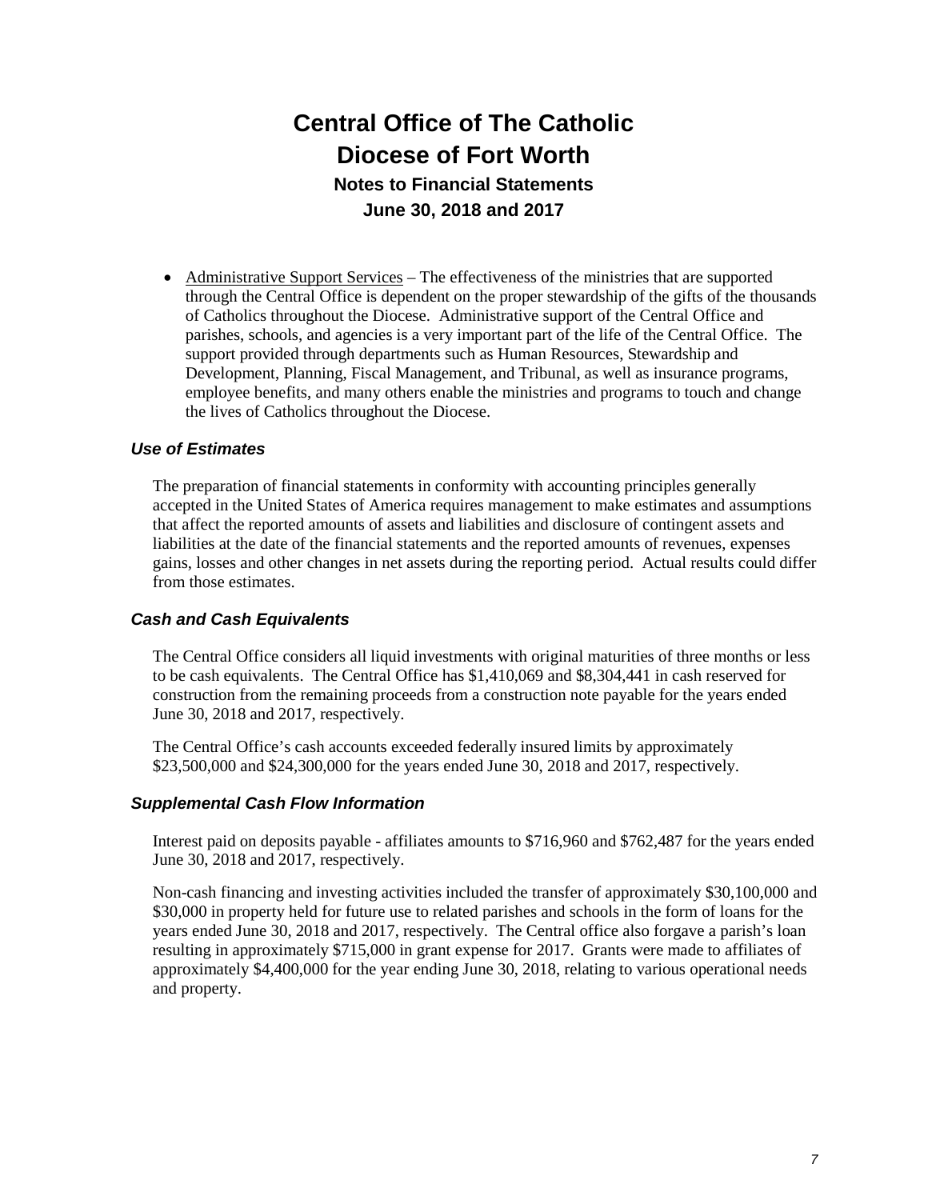# Central Office of The Catholic Diocese of Fort Worth

## Notes to Financial Statements

## June 30, 2018 and 2017

- Administrative Support Services – The effectiveness of the ministries that are supported through the Central Office is dependent on the proper stewardship of the gifts of the thousands of Catholics throughout the Diocese. Administrative support of the Central Office and parishes, schools, and agencies is a very important part of the life of the Central Office. The support provided through departments such as Human Resources, Stewardship and Development, Planning, Fiscal Management, and Tribunal, as well as insurance programs, employee benefits, and many others enable the ministries and programs to touch and change the lives of Catholics throughout the Diocese.

### *Use of Estimates*

The preparation of financial statements in conformity with accounting principles generally accepted in the United States of America requires management to make estimates and assumptions that affect the reported amounts of assets and liabilities and disclosure of contingent assets and liabilities at the date of the financial statements and the reported amounts of revenues, expenses gains, losses and other changes in net assets during the reporting period. Actual results could differ from those estimates.

### *Cash and Cash Equivalents*

The Central Office considers all liquid investments with original maturities of three months or less to be cash equivalents. The Central Office has $1,410,069 and $8,304,441 in cash reserved for construction from the remaining proceeds from a construction note payable for the years ended June 30, 2018 and 2017, respectively.

The Central Office's cash accounts exceeded federally insured limits by approximately $23,500,000 and $24,300,000 for the years ended June 30, 2018 and 2017, respectively.

### *Supplemental Cash Flow Information*

Interest paid on deposits payable - affiliates amounts to $716,960 and $762,487 for the years ended June 30, 2018 and 2017, respectively.

Non-cash financing and investing activities included the transfer of approximately $30,100,000 and $30,000 in property held for future use to related parishes and schools in the form of loans for the years ended June 30, 2018 and 2017, respectively. The Central office also forgave a parish's loan resulting in approximately $715,000 in grant expense for 2017. Grants were made to affiliates of approximately $4,400,000 for the year ending June 30, 2018, relating to various operational needs and property.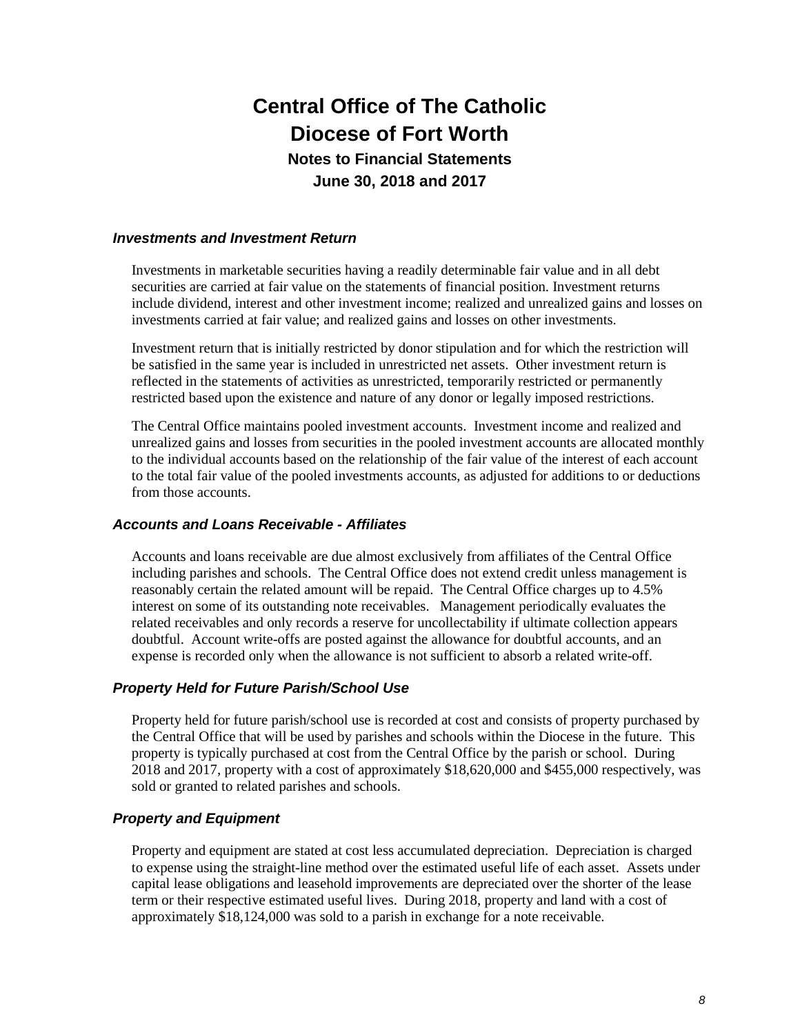# Central Office of The Catholic Diocese of Fort Worth

## Notes to Financial Statements

## June 30, 2018 and 2017

### *Investments and Investment Return*

Investments in marketable securities having a readily determinable fair value and in all debt securities are carried at fair value on the statements of financial position. Investment returns include dividend, interest and other investment income; realized and unrealized gains and losses on investments carried at fair value; and realized gains and losses on other investments.

Investment return that is initially restricted by donor stipulation and for which the restriction will be satisfied in the same year is included in unrestricted net assets. Other investment return is reflected in the statements of activities as unrestricted, temporarily restricted or permanently restricted based upon the existence and nature of any donor or legally imposed restrictions.

The Central Office maintains pooled investment accounts. Investment income and realized and unrealized gains and losses from securities in the pooled investment accounts are allocated monthly to the individual accounts based on the relationship of the fair value of the interest of each account to the total fair value of the pooled investments accounts, as adjusted for additions to or deductions from those accounts.

### *Accounts and Loans Receivable - Affiliates*

Accounts and loans receivable are due almost exclusively from affiliates of the Central Office including parishes and schools. The Central Office does not extend credit unless management is reasonably certain the related amount will be repaid. The Central Office charges up to 4.5% interest on some of its outstanding note receivables. Management periodically evaluates the related receivables and only records a reserve for uncollectability if ultimate collection appears doubtful. Account write-offs are posted against the allowance for doubtful accounts, and an expense is recorded only when the allowance is not sufficient to absorb a related write-off.

### *Property Held for Future Parish/School Use*

Property held for future parish/school use is recorded at cost and consists of property purchased by the Central Office that will be used by parishes and schools within the Diocese in the future. This property is typically purchased at cost from the Central Office by the parish or school. During 2018 and 2017, property with a cost of approximately $18,620,000 and $455,000 respectively, was sold or granted to related parishes and schools.

### *Property and Equipment*

Property and equipment are stated at cost less accumulated depreciation. Depreciation is charged to expense using the straight-line method over the estimated useful life of each asset. Assets under capital lease obligations and leasehold improvements are depreciated over the shorter of the lease term or their respective estimated useful lives. During 2018, property and land with a cost of approximately $18,124,000 was sold to a parish in exchange for a note receivable.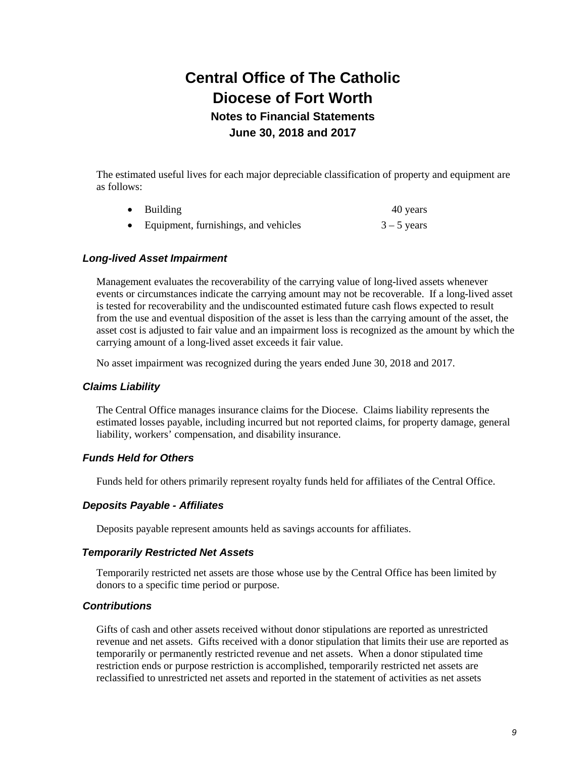The estimated useful lives for each major depreciable classification of property and equipment are as follows:

- Building 40 years
- Equipment, furnishings, and vehicles 3 – 5 years

### *Long-lived Asset Impairment*

Management evaluates the recoverability of the carrying value of long-lived assets whenever events or circumstances indicate the carrying amount may not be recoverable. If a long-lived asset is tested for recoverability and the undiscounted estimated future cash flows expected to result from the use and eventual disposition of the asset is less than the carrying amount of the asset, the asset cost is adjusted to fair value and an impairment loss is recognized as the amount by which the carrying amount of a long-lived asset exceeds it fair value.

No asset impairment was recognized during the years ended June 30, 2018 and 2017.

### *Claims Liability*

The Central Office manages insurance claims for the Diocese. Claims liability represents the estimated losses payable, including incurred but not reported claims, for property damage, general liability, workers' compensation, and disability insurance.

### *Funds Held for Others*

Funds held for others primarily represent royalty funds held for affiliates of the Central Office.

### *Deposits Payable - Affiliates*

Deposits payable represent amounts held as savings accounts for affiliates.

### *Temporarily Restricted Net Assets*

Temporarily restricted net assets are those whose use by the Central Office has been limited by donors to a specific time period or purpose.

### *Contributions*

Gifts of cash and other assets received without donor stipulations are reported as unrestricted revenue and net assets. Gifts received with a donor stipulation that limits their use are reported as temporarily or permanently restricted revenue and net assets. When a donor stipulated time restriction ends or purpose restriction is accomplished, temporarily restricted net assets are reclassified to unrestricted net assets and reported in the statement of activities as net assets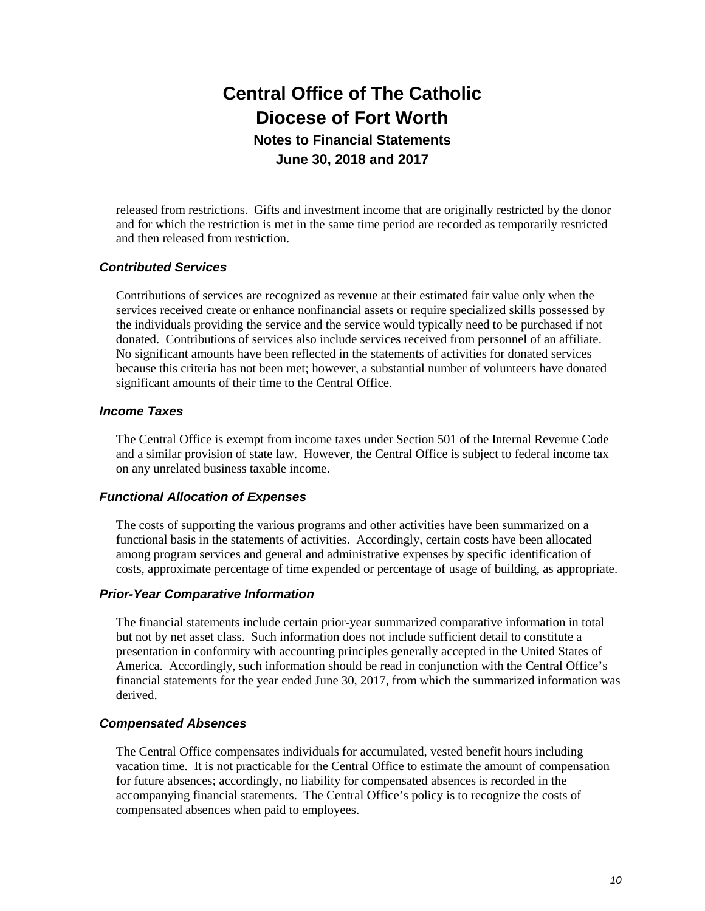released from restrictions. Gifts and investment income that are originally restricted by the donor and for which the restriction is met in the same time period are recorded as temporarily restricted and then released from restriction.

### *Contributed Services*

Contributions of services are recognized as revenue at their estimated fair value only when the services received create or enhance nonfinancial assets or require specialized skills possessed by the individuals providing the service and the service would typically need to be purchased if not donated. Contributions of services also include services received from personnel of an affiliate. No significant amounts have been reflected in the statements of activities for donated services because this criteria has not been met; however, a substantial number of volunteers have donated significant amounts of their time to the Central Office.

### *Income Taxes*

The Central Office is exempt from income taxes under Section 501 of the Internal Revenue Code and a similar provision of state law. However, the Central Office is subject to federal income tax on any unrelated business taxable income.

### *Functional Allocation of Expenses*

The costs of supporting the various programs and other activities have been summarized on a functional basis in the statements of activities. Accordingly, certain costs have been allocated among program services and general and administrative expenses by specific identification of costs, approximate percentage of time expended or percentage of usage of building, as appropriate.

### *Prior-Year Comparative Information*

The financial statements include certain prior-year summarized comparative information in total but not by net asset class. Such information does not include sufficient detail to constitute a presentation in conformity with accounting principles generally accepted in the United States of America. Accordingly, such information should be read in conjunction with the Central Office's financial statements for the year ended June 30, 2017, from which the summarized information was derived.

### *Compensated Absences*

The Central Office compensates individuals for accumulated, vested benefit hours including vacation time. It is not practicable for the Central Office to estimate the amount of compensation for future absences; accordingly, no liability for compensated absences is recorded in the accompanying financial statements. The Central Office's policy is to recognize the costs of compensated absences when paid to employees.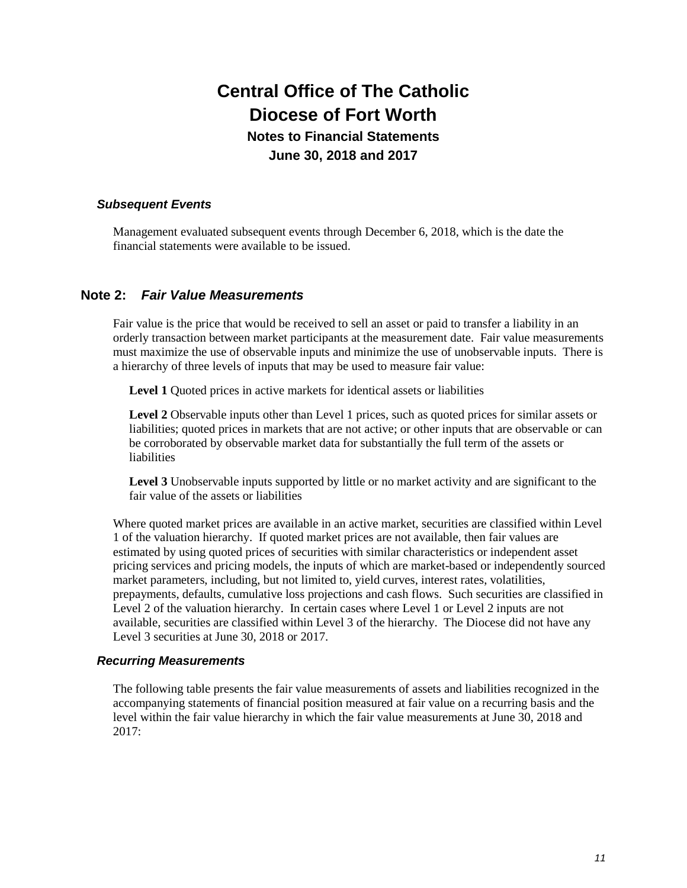# Central Office of The Catholic Diocese of Fort Worth

## Notes to Financial Statements

## June 30, 2018 and 2017

### *Subsequent Events*

Management evaluated subsequent events through December 6, 2018, which is the date the financial statements were available to be issued.

## Note 2: *Fair Value Measurements*

Fair value is the price that would be received to sell an asset or paid to transfer a liability in an orderly transaction between market participants at the measurement date. Fair value measurements must maximize the use of observable inputs and minimize the use of unobservable inputs. There is a hierarchy of three levels of inputs that may be used to measure fair value:

**Level 1** Quoted prices in active markets for identical assets or liabilities

**Level 2** Observable inputs other than Level 1 prices, such as quoted prices for similar assets or liabilities; quoted prices in markets that are not active; or other inputs that are observable or can be corroborated by observable market data for substantially the full term of the assets or liabilities

**Level 3** Unobservable inputs supported by little or no market activity and are significant to the fair value of the assets or liabilities

Where quoted market prices are available in an active market, securities are classified within Level 1 of the valuation hierarchy. If quoted market prices are not available, then fair values are estimated by using quoted prices of securities with similar characteristics or independent asset pricing services and pricing models, the inputs of which are market-based or independently sourced market parameters, including, but not limited to, yield curves, interest rates, volatilities, prepayments, defaults, cumulative loss projections and cash flows. Such securities are classified in Level 2 of the valuation hierarchy. In certain cases where Level 1 or Level 2 inputs are not available, securities are classified within Level 3 of the hierarchy. The Diocese did not have any Level 3 securities at June 30, 2018 or 2017.

### *Recurring Measurements*

The following table presents the fair value measurements of assets and liabilities recognized in the accompanying statements of financial position measured at fair value on a recurring basis and the level within the fair value hierarchy in which the fair value measurements at June 30, 2018 and 2017: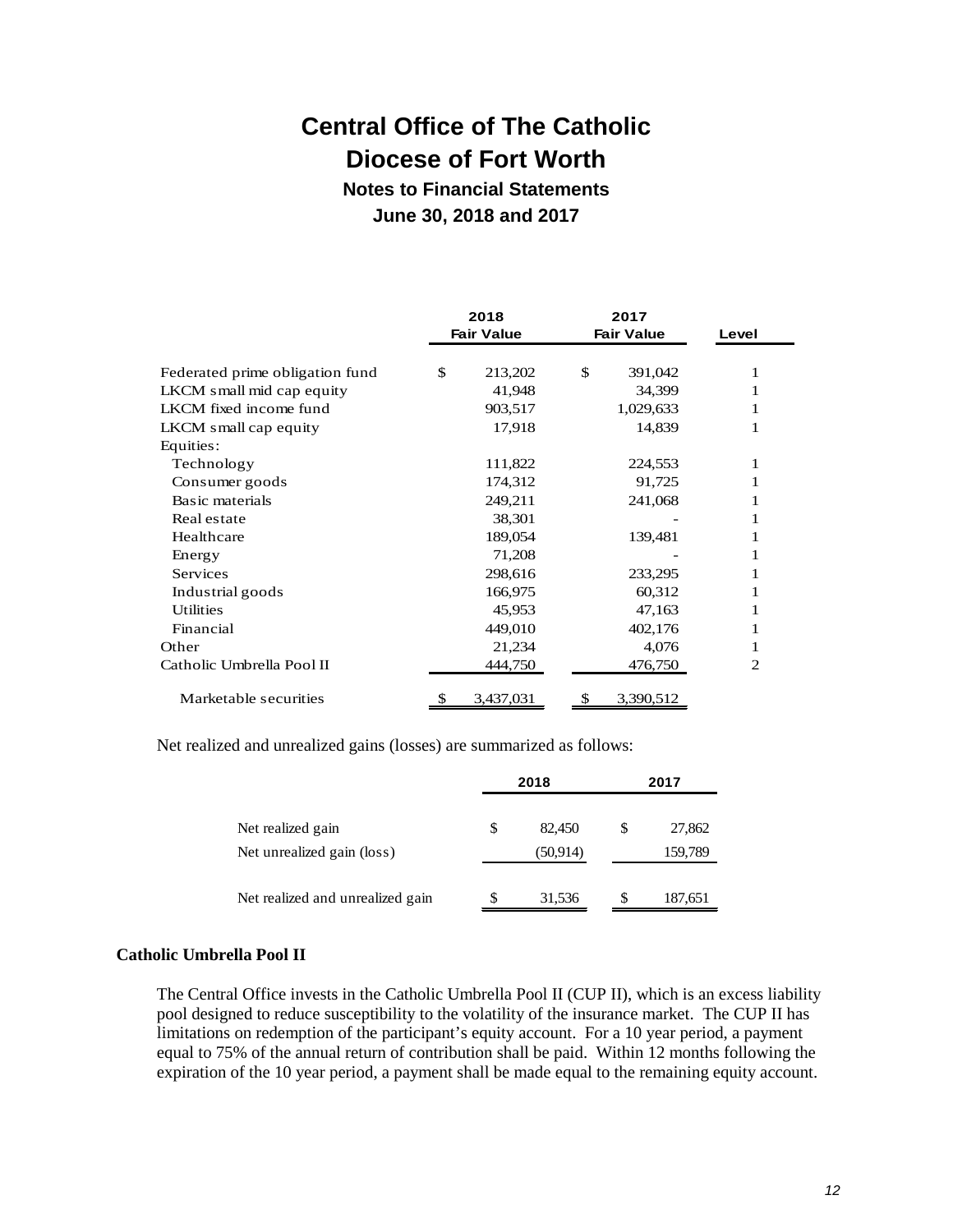# Central Office of The Catholic Diocese of Fort Worth

## Notes to Financial Statements

### June 30, 2018 and 2017

| | 2018 Fair Value | 2017 Fair Value | Level |
|---|---|---|---|
| Federated prime obligation fund | $ 213,202 | $ 391,042 | 1 |
| LKCM small mid cap equity | 41,948 | 34,399 | 1 |
| LKCM fixed income fund | 903,517 | 1,029,633 | 1 |
| LKCM small cap equity | 17,918 | 14,839 | 1 |
| Equities: | | | |
| Technology | 111,822 | 224,553 | 1 |
| Consumer goods | 174,312 | 91,725 | 1 |
| Basic materials | 249,211 | 241,068 | 1 |
| Real estate | 38,301 | - | 1 |
| Healthcare | 189,054 | 139,481 | 1 |
| Energy | 71,208 | - | 1 |
| Services | 298,616 | 233,295 | 1 |
| Industrial goods | 166,975 | 60,312 | 1 |
| Utilities | 45,953 | 47,163 | 1 |
| Financial | 449,010 | 402,176 | 1 |
| Other | 21,234 | 4,076 | 1 |
| Catholic Umbrella Pool II | 444,750 | 476,750 | 2 |
| Marketable securities | $ 3,437,031 | $ 3,390,512 | |

Net realized and unrealized gains (losses) are summarized as follows:

| | 2018 | 2017 |
|---|---|---|
| Net realized gain | $ 82,450 | $ 27,862 |
| Net unrealized gain (loss) | (50,914) | 159,789 |
| Net realized and unrealized gain | $ 31,536 | $ 187,651 |

**Catholic Umbrella Pool II**

The Central Office invests in the Catholic Umbrella Pool II (CUP II), which is an excess liability pool designed to reduce susceptibility to the volatility of the insurance market. The CUP II has limitations on redemption of the participant's equity account. For a 10 year period, a payment equal to 75% of the annual return of contribution shall be paid. Within 12 months following the expiration of the 10 year period, a payment shall be made equal to the remaining equity account.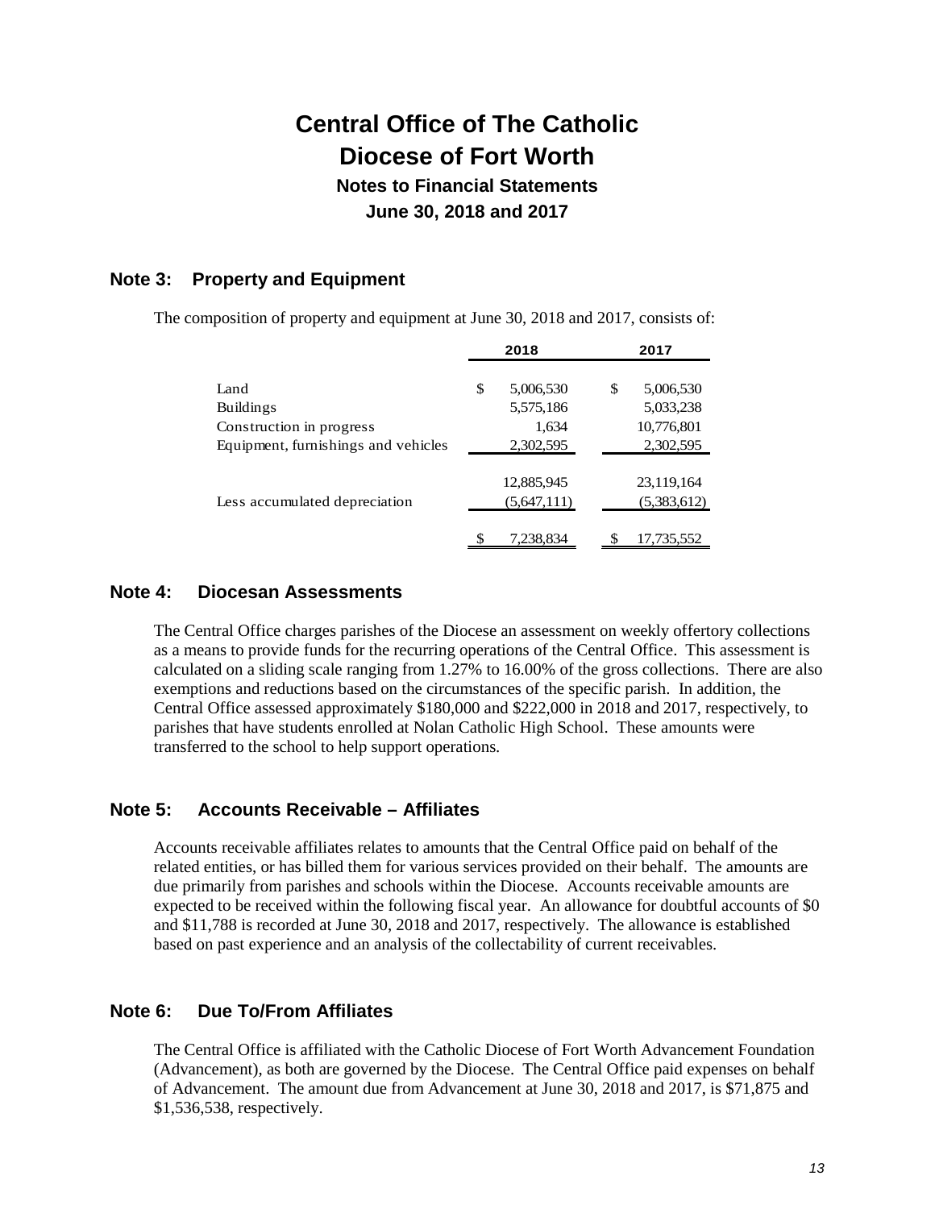# Central Office of The Catholic Diocese of Fort Worth

## Notes to Financial Statements

### June 30, 2018 and 2017

## Note 3: Property and Equipment

The composition of property and equipment at June 30, 2018 and 2017, consists of:

| | 2018 | 2017 |
|---|---|---|
| Land | $ 5,006,530 | $ 5,006,530 |
| Buildings | 5,575,186 | 5,033,238 |
| Construction in progress | 1,634 | 10,776,801 |
| Equipment, furnishings and vehicles | 2,302,595 | 2,302,595 |
| | 12,885,945 | 23,119,164 |
| Less accumulated depreciation | (5,647,111) | (5,383,612) |
| | $ 7,238,834 | $ 17,735,552 |

## Note 4: Diocesan Assessments

The Central Office charges parishes of the Diocese an assessment on weekly offertory collections as a means to provide funds for the recurring operations of the Central Office. This assessment is calculated on a sliding scale ranging from 1.27% to 16.00% of the gross collections. There are also exemptions and reductions based on the circumstances of the specific parish. In addition, the Central Office assessed approximately $180,000 and $222,000 in 2018 and 2017, respectively, to parishes that have students enrolled at Nolan Catholic High School. These amounts were transferred to the school to help support operations.

## Note 5: Accounts Receivable – Affiliates

Accounts receivable affiliates relates to amounts that the Central Office paid on behalf of the related entities, or has billed them for various services provided on their behalf. The amounts are due primarily from parishes and schools within the Diocese. Accounts receivable amounts are expected to be received within the following fiscal year. An allowance for doubtful accounts of $0 and $11,788 is recorded at June 30, 2018 and 2017, respectively. The allowance is established based on past experience and an analysis of the collectability of current receivables.

## Note 6: Due To/From Affiliates

The Central Office is affiliated with the Catholic Diocese of Fort Worth Advancement Foundation (Advancement), as both are governed by the Diocese. The Central Office paid expenses on behalf of Advancement. The amount due from Advancement at June 30, 2018 and 2017, is $71,875 and $1,536,538, respectively.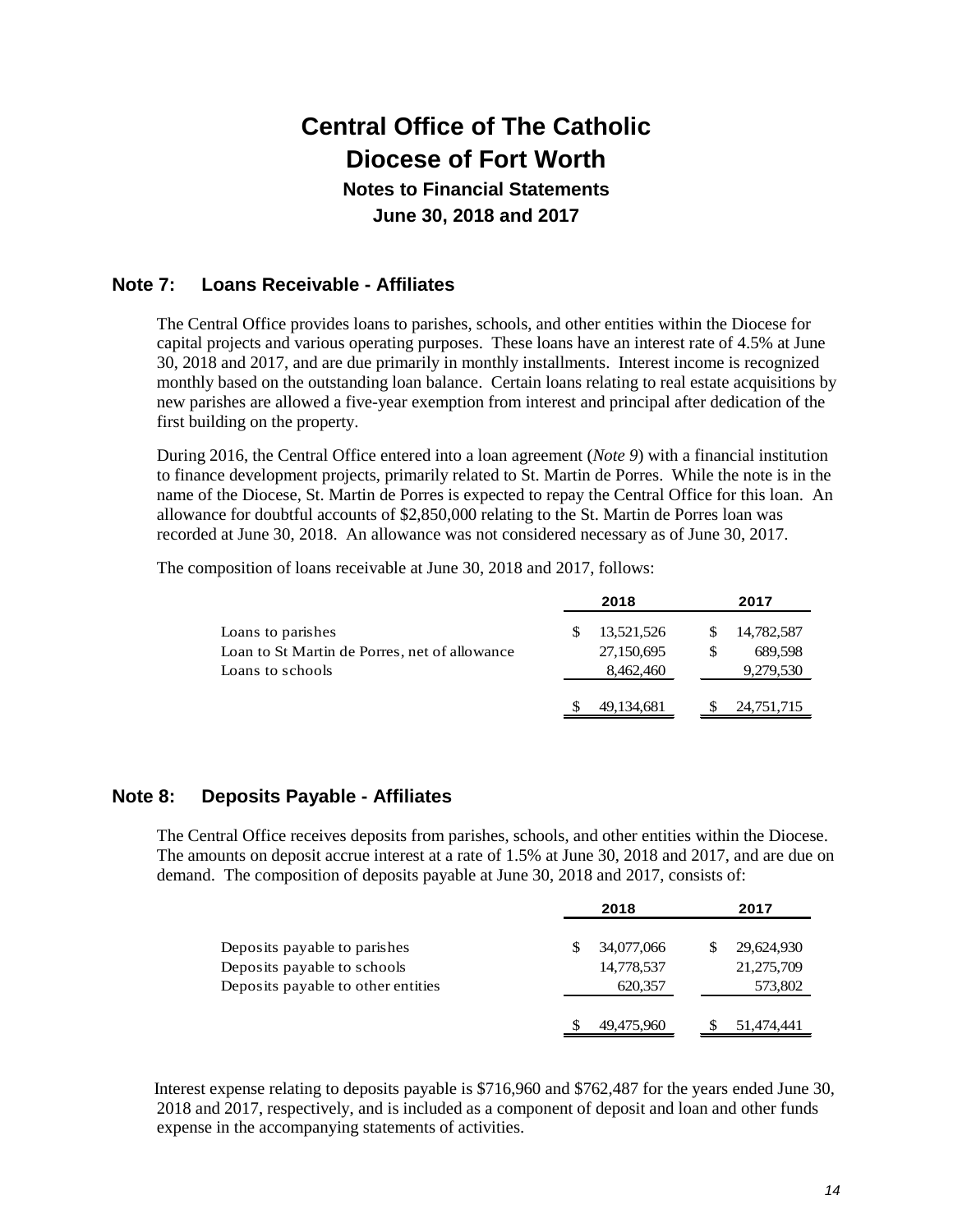# Central Office of The Catholic Diocese of Fort Worth

**Notes to Financial Statements**

**June 30, 2018 and 2017**

## Note 7: Loans Receivable - Affiliates

The Central Office provides loans to parishes, schools, and other entities within the Diocese for capital projects and various operating purposes. These loans have an interest rate of 4.5% at June 30, 2018 and 2017, and are due primarily in monthly installments. Interest income is recognized monthly based on the outstanding loan balance. Certain loans relating to real estate acquisitions by new parishes are allowed a five-year exemption from interest and principal after dedication of the first building on the property.

During 2016, the Central Office entered into a loan agreement (*Note 9*) with a financial institution to finance development projects, primarily related to St. Martin de Porres. While the note is in the name of the Diocese, St. Martin de Porres is expected to repay the Central Office for this loan. An allowance for doubtful accounts of $2,850,000 relating to the St. Martin de Porres loan was recorded at June 30, 2018. An allowance was not considered necessary as of June 30, 2017.

The composition of loans receivable at June 30, 2018 and 2017, follows:

| | 2018 | 2017 |
|---|---|---|
| Loans to parishes | $ 13,521,526 | $ 14,782,587 |
| Loan to St Martin de Porres, net of allowance | 27,150,695 | $ 689,598 |
| Loans to schools | 8,462,460 | 9,279,530 |
| | $ 49,134,681 | $ 24,751,715 |

## Note 8: Deposits Payable - Affiliates

The Central Office receives deposits from parishes, schools, and other entities within the Diocese. The amounts on deposit accrue interest at a rate of 1.5% at June 30, 2018 and 2017, and are due on demand. The composition of deposits payable at June 30, 2018 and 2017, consists of:

| | 2018 | 2017 |
|---|---|---|
| Deposits payable to parishes | $ 34,077,066 | $ 29,624,930 |
| Deposits payable to schools | 14,778,537 | 21,275,709 |
| Deposits payable to other entities | 620,357 | 573,802 |
| | $ 49,475,960 | $ 51,474,441 |

Interest expense relating to deposits payable is $716,960 and $762,487 for the years ended June 30, 2018 and 2017, respectively, and is included as a component of deposit and loan and other funds expense in the accompanying statements of activities.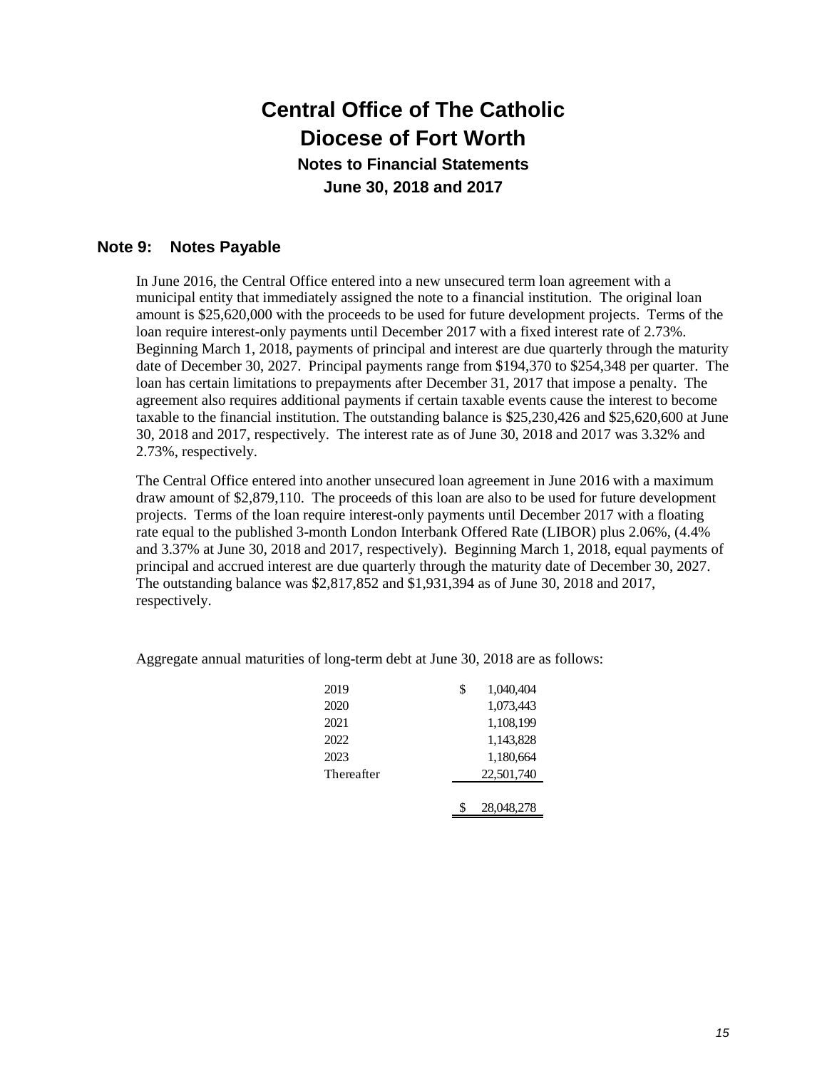# Central Office of The Catholic Diocese of Fort Worth

**Notes to Financial Statements**

**June 30, 2018 and 2017**

## Note 9: Notes Payable

In June 2016, the Central Office entered into a new unsecured term loan agreement with a municipal entity that immediately assigned the note to a financial institution. The original loan amount is $25,620,000 with the proceeds to be used for future development projects. Terms of the loan require interest-only payments until December 2017 with a fixed interest rate of 2.73%. Beginning March 1, 2018, payments of principal and interest are due quarterly through the maturity date of December 30, 2027. Principal payments range from $194,370 to $254,348 per quarter. The loan has certain limitations to prepayments after December 31, 2017 that impose a penalty. The agreement also requires additional payments if certain taxable events cause the interest to become taxable to the financial institution. The outstanding balance is $25,230,426 and $25,620,600 at June 30, 2018 and 2017, respectively. The interest rate as of June 30, 2018 and 2017 was 3.32% and 2.73%, respectively.

The Central Office entered into another unsecured loan agreement in June 2016 with a maximum draw amount of $2,879,110. The proceeds of this loan are also to be used for future development projects. Terms of the loan require interest-only payments until December 2017 with a floating rate equal to the published 3-month London Interbank Offered Rate (LIBOR) plus 2.06%, (4.4% and 3.37% at June 30, 2018 and 2017, respectively). Beginning March 1, 2018, equal payments of principal and accrued interest are due quarterly through the maturity date of December 30, 2027. The outstanding balance was $2,817,852 and $1,931,394 as of June 30, 2018 and 2017, respectively.

Aggregate annual maturities of long-term debt at June 30, 2018 are as follows:

| | |
|---|---|
| 2019 | $ 1,040,404 |
| 2020 | 1,073,443 |
| 2021 | 1,108,199 |
| 2022 | 1,143,828 |
| 2023 | 1,180,664 |
| Thereafter | 22,501,740 |
| | $ 28,048,278 |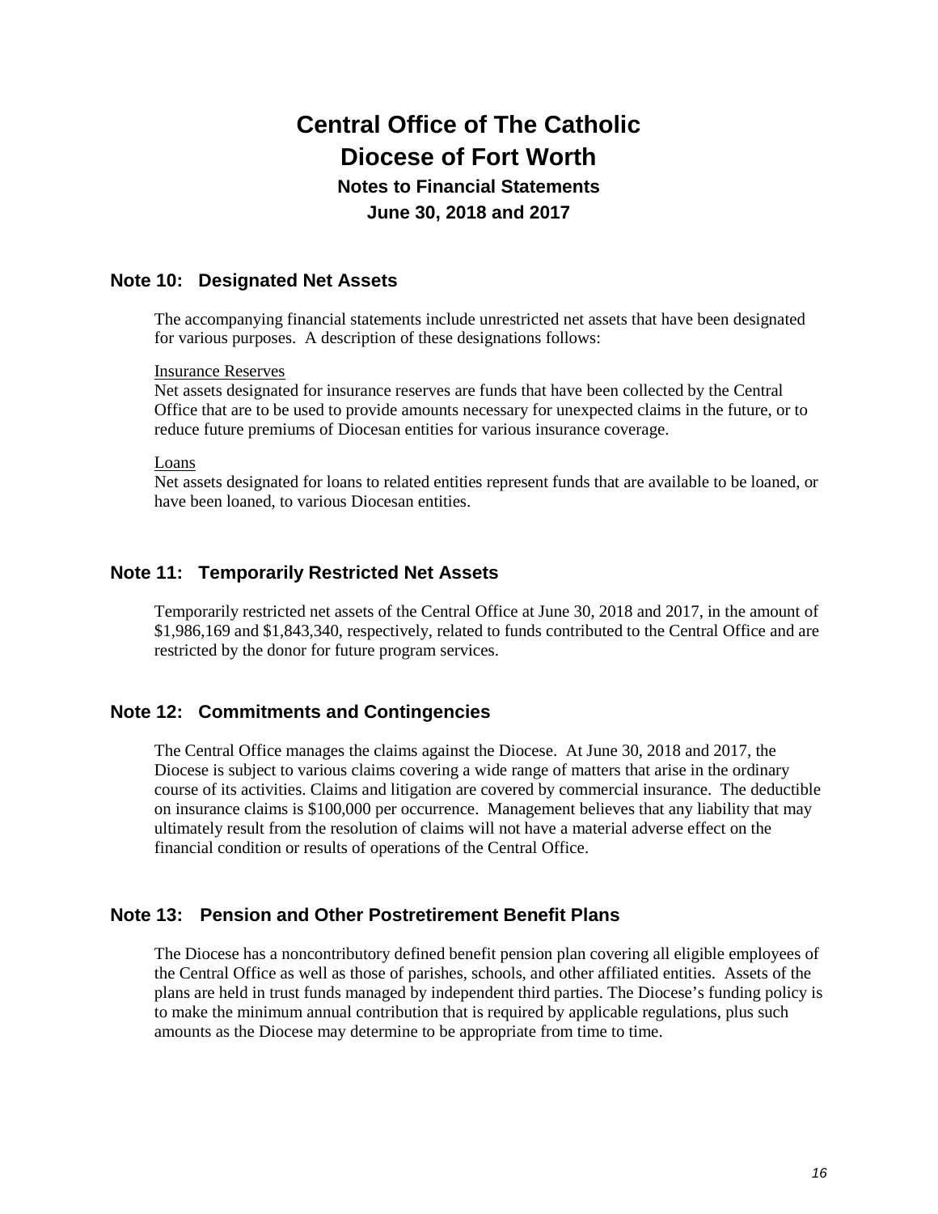# Central Office of The Catholic Diocese of Fort Worth

**Notes to Financial Statements**

**June 30, 2018 and 2017**

## Note 10: Designated Net Assets

The accompanying financial statements include unrestricted net assets that have been designated for various purposes. A description of these designations follows:

Insurance Reserves

Net assets designated for insurance reserves are funds that have been collected by the Central Office that are to be used to provide amounts necessary for unexpected claims in the future, or to reduce future premiums of Diocesan entities for various insurance coverage.

Loans

Net assets designated for loans to related entities represent funds that are available to be loaned, or have been loaned, to various Diocesan entities.

## Note 11: Temporarily Restricted Net Assets

Temporarily restricted net assets of the Central Office at June 30, 2018 and 2017, in the amount of $1,986,169 and $1,843,340, respectively, related to funds contributed to the Central Office and are restricted by the donor for future program services.

## Note 12: Commitments and Contingencies

The Central Office manages the claims against the Diocese. At June 30, 2018 and 2017, the Diocese is subject to various claims covering a wide range of matters that arise in the ordinary course of its activities. Claims and litigation are covered by commercial insurance. The deductible on insurance claims is $100,000 per occurrence. Management believes that any liability that may ultimately result from the resolution of claims will not have a material adverse effect on the financial condition or results of operations of the Central Office.

## Note 13: Pension and Other Postretirement Benefit Plans

The Diocese has a noncontributory defined benefit pension plan covering all eligible employees of the Central Office as well as those of parishes, schools, and other affiliated entities. Assets of the plans are held in trust funds managed by independent third parties. The Diocese's funding policy is to make the minimum annual contribution that is required by applicable regulations, plus such amounts as the Diocese may determine to be appropriate from time to time.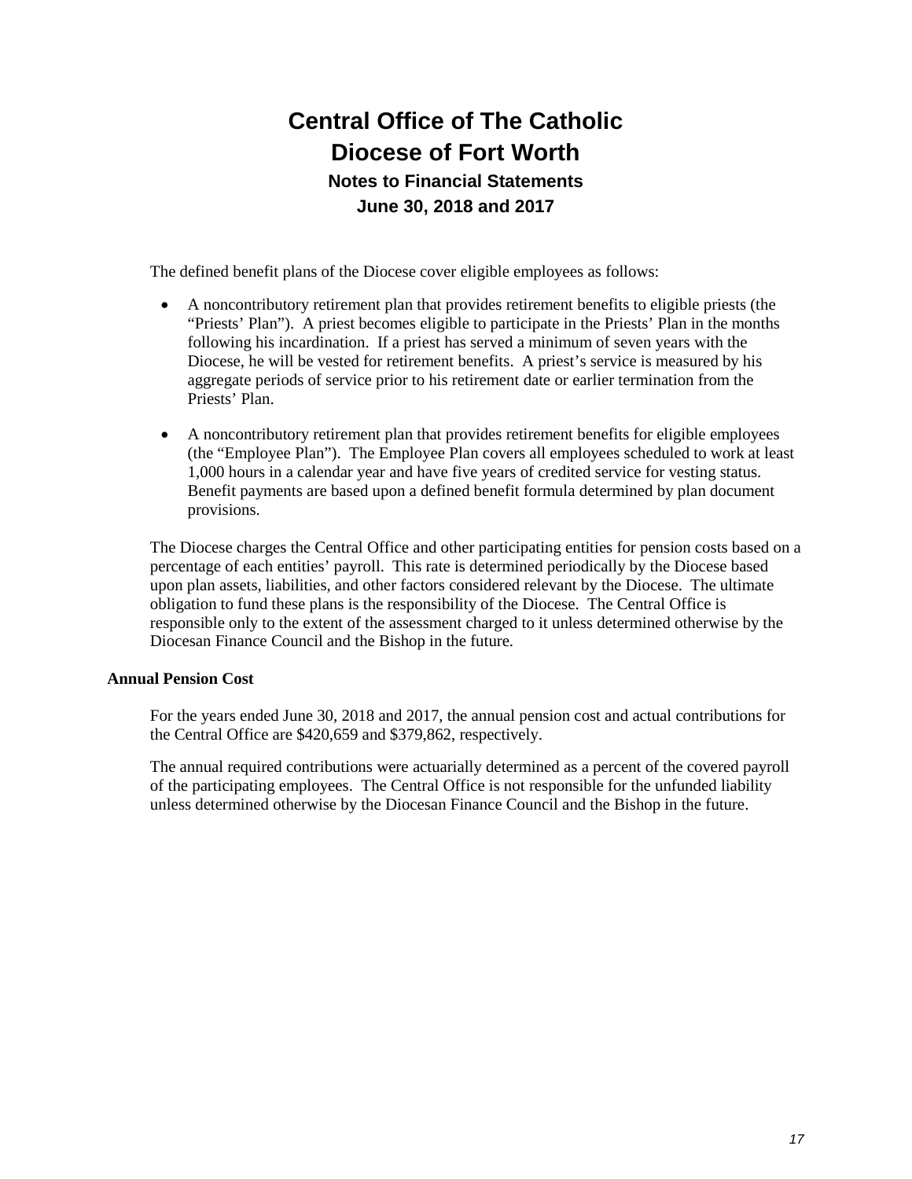The defined benefit plans of the Diocese cover eligible employees as follows:

- A noncontributory retirement plan that provides retirement benefits to eligible priests (the "Priests' Plan"). A priest becomes eligible to participate in the Priests' Plan in the months following his incardination. If a priest has served a minimum of seven years with the Diocese, he will be vested for retirement benefits. A priest's service is measured by his aggregate periods of service prior to his retirement date or earlier termination from the Priests' Plan.

- A noncontributory retirement plan that provides retirement benefits for eligible employees (the "Employee Plan"). The Employee Plan covers all employees scheduled to work at least 1,000 hours in a calendar year and have five years of credited service for vesting status. Benefit payments are based upon a defined benefit formula determined by plan document provisions.

The Diocese charges the Central Office and other participating entities for pension costs based on a percentage of each entities' payroll. This rate is determined periodically by the Diocese based upon plan assets, liabilities, and other factors considered relevant by the Diocese. The ultimate obligation to fund these plans is the responsibility of the Diocese. The Central Office is responsible only to the extent of the assessment charged to it unless determined otherwise by the Diocesan Finance Council and the Bishop in the future.

**Annual Pension Cost**

For the years ended June 30, 2018 and 2017, the annual pension cost and actual contributions for the Central Office are $420,659 and $379,862, respectively.

The annual required contributions were actuarially determined as a percent of the covered payroll of the participating employees. The Central Office is not responsible for the unfunded liability unless determined otherwise by the Diocesan Finance Council and the Bishop in the future.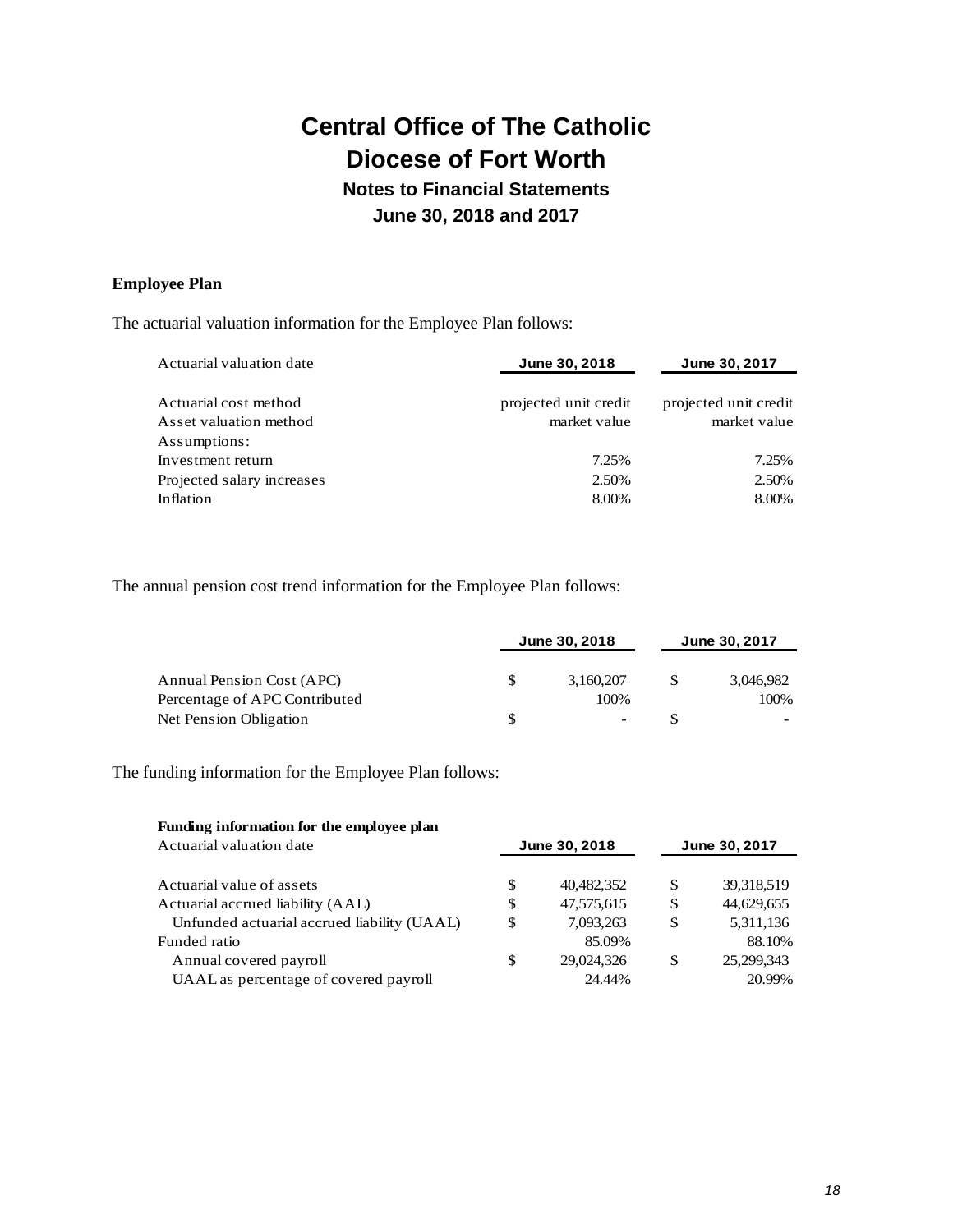# Central Office of The Catholic Diocese of Fort Worth

## Notes to Financial Statements

## June 30, 2018 and 2017

### Employee Plan

The actuarial valuation information for the Employee Plan follows:

| Actuarial valuation date | June 30, 2018 | June 30, 2017 |
|---|---|---|
| Actuarial cost method | projected unit credit | projected unit credit |
| Asset valuation method | market value | market value |
| Assumptions: | | |
| Investment return | 7.25% | 7.25% |
| Projected salary increases | 2.50% | 2.50% |
| Inflation | 8.00% | 8.00% |

The annual pension cost trend information for the Employee Plan follows:

| | June 30, 2018 | June 30, 2017 |
|---|---|---|
| Annual Pension Cost (APC) | $ 3,160,207 | $ 3,046,982 |
| Percentage of APC Contributed | 100% | 100% |
| Net Pension Obligation | $ - | $ - |

The funding information for the Employee Plan follows:

| **Funding information for the employee plan**<br>Actuarial valuation date | June 30, 2018 | June 30, 2017 |
|---|---|---|
| Actuarial value of assets | $ 40,482,352 | $ 39,318,519 |
| Actuarial accrued liability (AAL) | $ 47,575,615 | $ 44,629,655 |
| Unfunded actuarial accrued liability (UAAL) | $ 7,093,263 | $ 5,311,136 |
| Funded ratio | 85.09% | 88.10% |
| Annual covered payroll | $ 29,024,326 | $ 25,299,343 |
| UAAL as percentage of covered payroll | 24.44% | 20.99% |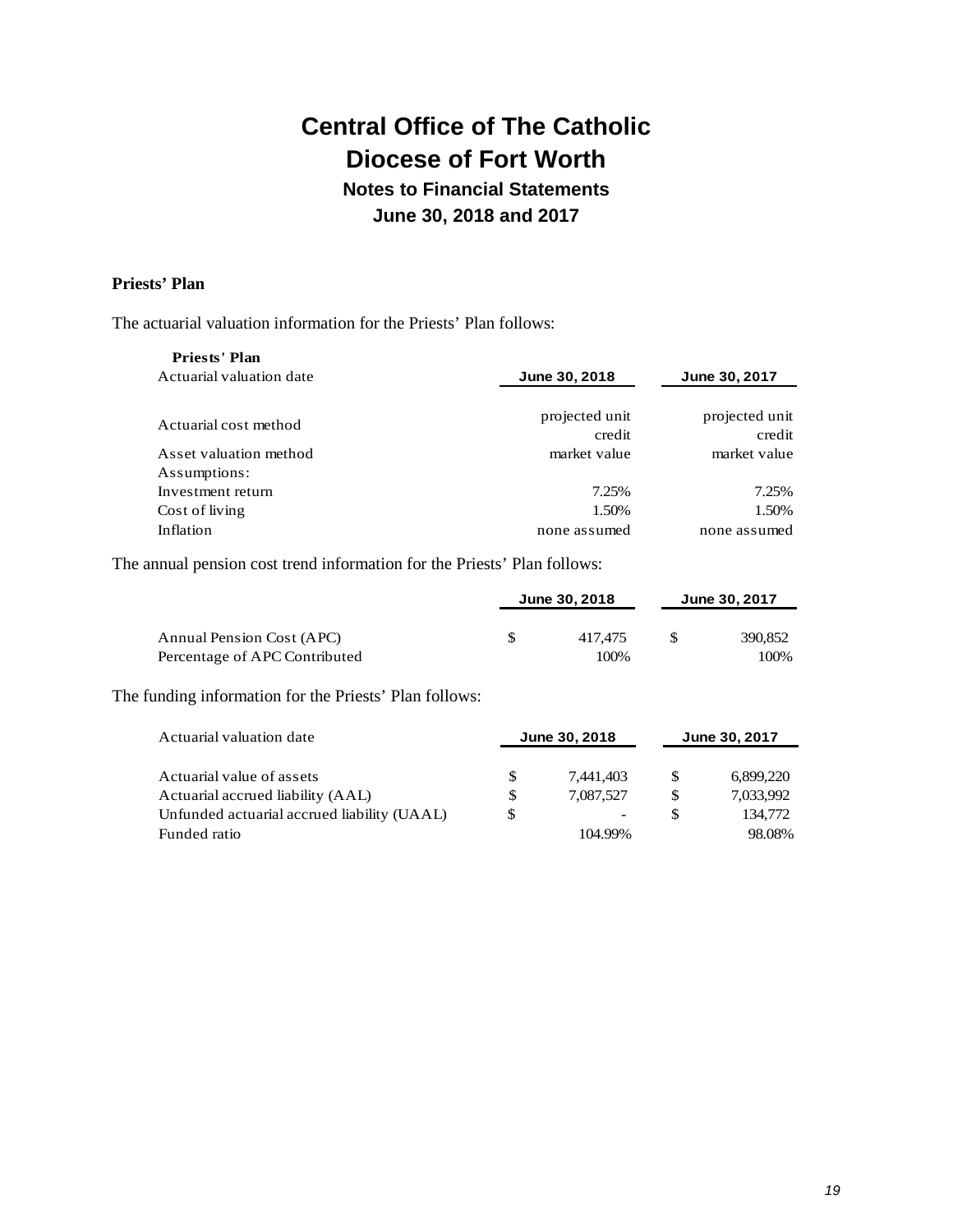# Central Office of The Catholic Diocese of Fort Worth

## Notes to Financial Statements

### June 30, 2018 and 2017

**Priests' Plan**

The actuarial valuation information for the Priests' Plan follows:

| **Priests' Plan** | | |
|---|---|---|
| Actuarial valuation date | June 30, 2018 | June 30, 2017 |
| Actuarial cost method | projected unit credit | projected unit credit |
| Asset valuation method | market value | market value |
| Assumptions: | | |
| Investment return | 7.25% | 7.25% |
| Cost of living | 1.50% | 1.50% |
| Inflation | none assumed | none assumed |

The annual pension cost trend information for the Priests' Plan follows:

| | June 30, 2018 | June 30, 2017 |
|---|---|---|
| Annual Pension Cost (APC) | $ 417,475 | $ 390,852 |
| Percentage of APC Contributed | 100% | 100% |

The funding information for the Priests' Plan follows:

| Actuarial valuation date | June 30, 2018 | June 30, 2017 |
|---|---|---|
| Actuarial value of assets | $ 7,441,403 | $ 6,899,220 |
| Actuarial accrued liability (AAL) | $ 7,087,527 | $ 7,033,992 |
| Unfunded actuarial accrued liability (UAAL) | $ - | $ 134,772 |
| Funded ratio | 104.99% | 98.08% |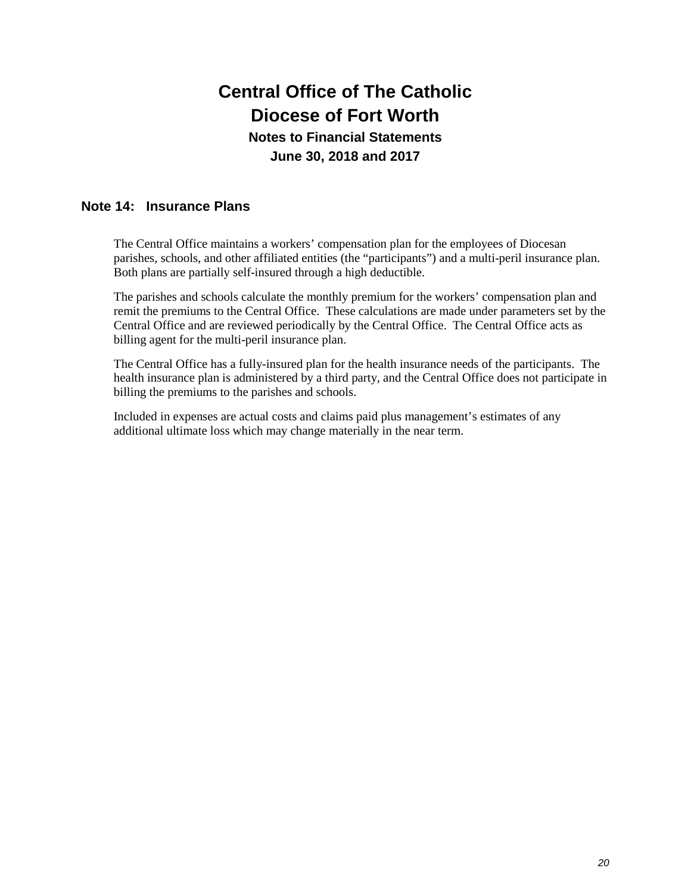# Central Office of The Catholic Diocese of Fort Worth

**Notes to Financial Statements**

**June 30, 2018 and 2017**

## Note 14: Insurance Plans

The Central Office maintains a workers' compensation plan for the employees of Diocesan parishes, schools, and other affiliated entities (the "participants") and a multi-peril insurance plan. Both plans are partially self-insured through a high deductible.

The parishes and schools calculate the monthly premium for the workers' compensation plan and remit the premiums to the Central Office. These calculations are made under parameters set by the Central Office and are reviewed periodically by the Central Office. The Central Office acts as billing agent for the multi-peril insurance plan.

The Central Office has a fully-insured plan for the health insurance needs of the participants. The health insurance plan is administered by a third party, and the Central Office does not participate in billing the premiums to the parishes and schools.

Included in expenses are actual costs and claims paid plus management's estimates of any additional ultimate loss which may change materially in the near term.